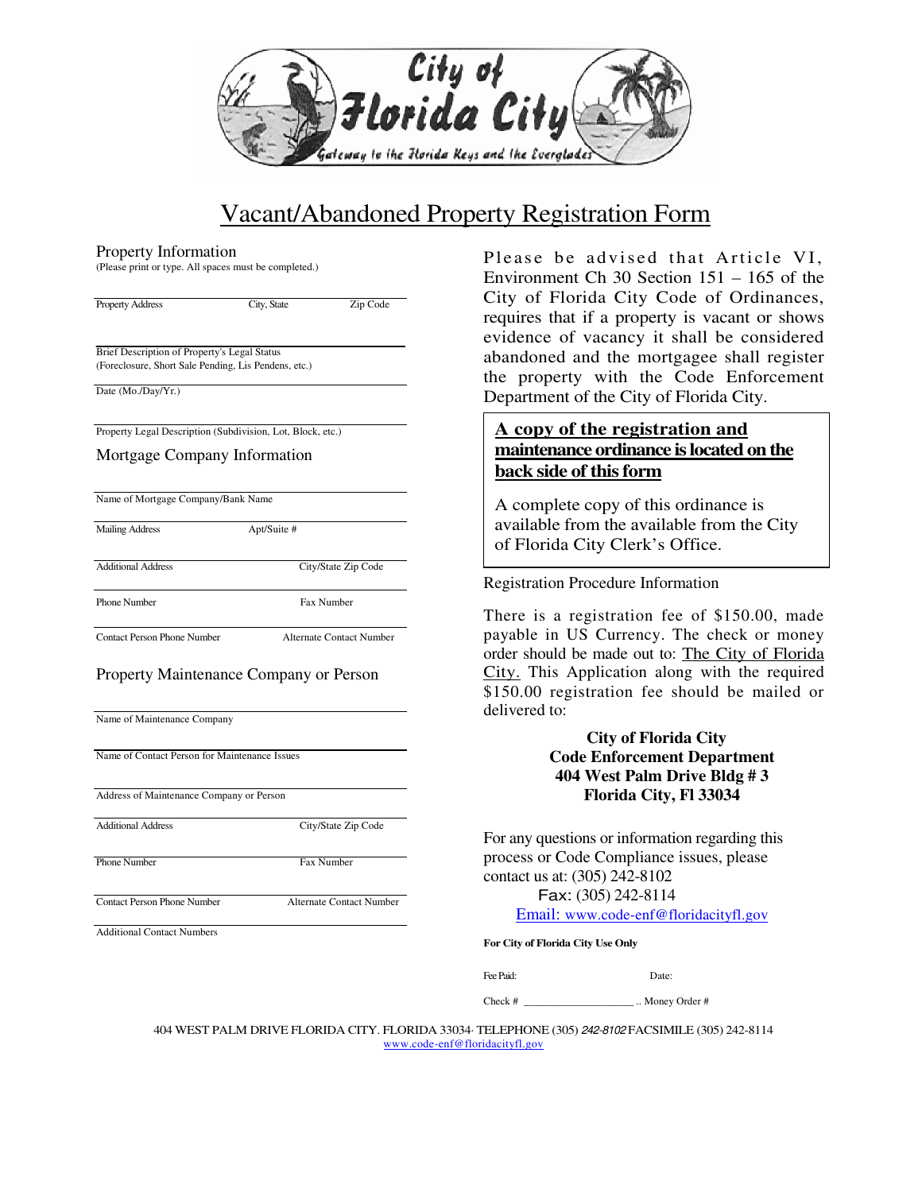City of Florida City
Gateway to the Florida Keys and the Everglades

# Vacant/Abandoned Property Registration Form

## Property Information

(Please print or type. All spaces must be completed.)

Property Address | City, State | Zip Code

Brief Description of Property's Legal Status
(Foreclosure, Short Sale Pending, Lis Pendens, etc.)

Date (Mo./Day/Yr.)

Property Legal Description (Subdivision, Lot, Block, etc.)

## Mortgage Company Information

Name of Mortgage Company/Bank Name

Mailing Address | Apt/Suite #

Additional Address | City/State Zip Code

Phone Number | Fax Number

Contact Person Phone Number | Alternate Contact Number

## Property Maintenance Company or Person

Name of Maintenance Company

Name of Contact Person for Maintenance Issues

Address of Maintenance Company or Person

Additional Address | City/State Zip Code

Phone Number | Fax Number

Contact Person Phone Number | Alternate Contact Number

Additional Contact Numbers

Please be advised that Article VI, Environment Ch 30 Section 151 – 165 of the City of Florida City Code of Ordinances, requires that if a property is vacant or shows evidence of vacancy it shall be considered abandoned and the mortgagee shall register the property with the Code Enforcement Department of the City of Florida City.

**A copy of the registration and maintenance ordinance is located on the back side of this form**

A complete copy of this ordinance is available from the available from the City of Florida City Clerk's Office.

Registration Procedure Information

There is a registration fee of $150.00, made payable in US Currency. The check or money order should be made out to: The City of Florida City. This Application along with the required $150.00 registration fee should be mailed or delivered to:

**City of Florida City**
**Code Enforcement Department**
**404 West Palm Drive Bldg # 3**
**Florida City, Fl 33034**

For any questions or information regarding this process or Code Compliance issues, please contact us at: (305) 242-8102
Fax: (305) 242-8114
Email: www.code-enf@floridacityfl.gov

**For City of Florida City Use Only**

Fee Paid: | Date:

Check # ____________________ .. Money Order #

404 WEST PALM DRIVE FLORIDA CITY. FLORIDA 33034· TELEPHONE (305) 242-8102 FACSIMILE (305) 242-8114
www.code-enf@floridacityfl.gov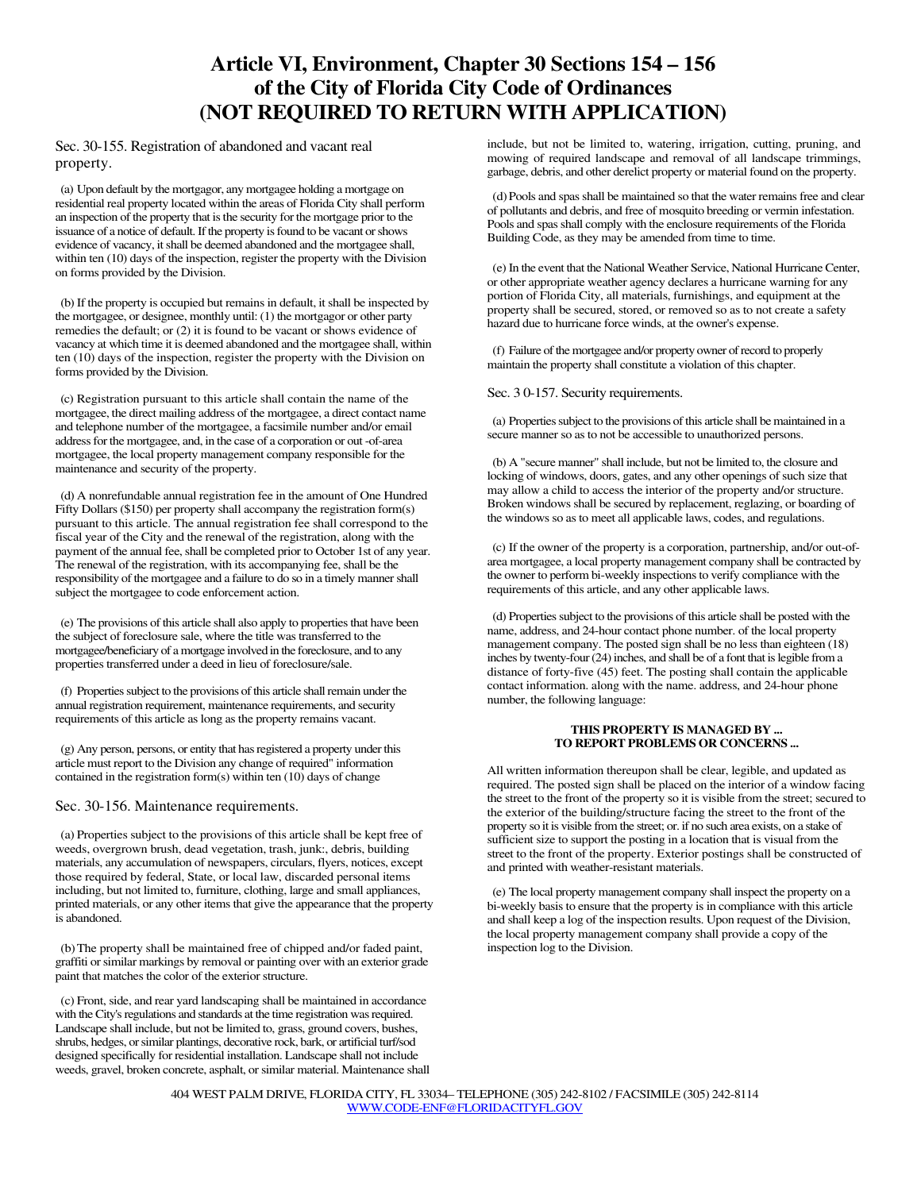# Article VI, Environment, Chapter 30 Sections 154 – 156 of the City of Florida City Code of Ordinances (NOT REQUIRED TO RETURN WITH APPLICATION)

## Sec. 30-155. Registration of abandoned and vacant real property.

(a) Upon default by the mortgagor, any mortgagee holding a mortgage on residential real property located within the areas of Florida City shall perform an inspection of the property that is the security for the mortgage prior to the issuance of a notice of default. If the property is found to be vacant or shows evidence of vacancy, it shall be deemed abandoned and the mortgagee shall, within ten (10) days of the inspection, register the property with the Division on forms provided by the Division.

(b) If the property is occupied but remains in default, it shall be inspected by the mortgagee, or designee, monthly until: (1) the mortgagor or other party remedies the default; or (2) it is found to be vacant or shows evidence of vacancy at which time it is deemed abandoned and the mortgagee shall, within ten (10) days of the inspection, register the property with the Division on forms provided by the Division.

(c) Registration pursuant to this article shall contain the name of the mortgagee, the direct mailing address of the mortgagee, a direct contact name and telephone number of the mortgagee, a facsimile number and/or email address for the mortgagee, and, in the case of a corporation or out -of-area mortgagee, the local property management company responsible for the maintenance and security of the property.

(d) A nonrefundable annual registration fee in the amount of One Hundred Fifty Dollars ($150) per property shall accompany the registration form(s) pursuant to this article. The annual registration fee shall correspond to the fiscal year of the City and the renewal of the registration, along with the payment of the annual fee, shall be completed prior to October 1st of any year. The renewal of the registration, with its accompanying fee, shall be the responsibility of the mortgagee and a failure to do so in a timely manner shall subject the mortgagee to code enforcement action.

(e) The provisions of this article shall also apply to properties that have been the subject of foreclosure sale, where the title was transferred to the mortgagee/beneficiary of a mortgage involved in the foreclosure, and to any properties transferred under a deed in lieu of foreclosure/sale.

(f) Properties subject to the provisions of this article shall remain under the annual registration requirement, maintenance requirements, and security requirements of this article as long as the property remains vacant.

(g) Any person, persons, or entity that has registered a property under this article must report to the Division any change of required" information contained in the registration form(s) within ten (10) days of change

## Sec. 30-156. Maintenance requirements.

(a) Properties subject to the provisions of this article shall be kept free of weeds, overgrown brush, dead vegetation, trash, junk:, debris, building materials, any accumulation of newspapers, circulars, flyers, notices, except those required by federal, State, or local law, discarded personal items including, but not limited to, furniture, clothing, large and small appliances, printed materials, or any other items that give the appearance that the property is abandoned.

(b) The property shall be maintained free of chipped and/or faded paint, graffiti or similar markings by removal or painting over with an exterior grade paint that matches the color of the exterior structure.

(c) Front, side, and rear yard landscaping shall be maintained in accordance with the City's regulations and standards at the time registration was required. Landscape shall include, but not be limited to, grass, ground covers, bushes, shrubs, hedges, or similar plantings, decorative rock, bark, or artificial turf/sod designed specifically for residential installation. Landscape shall not include weeds, gravel, broken concrete, asphalt, or similar material. Maintenance shall include, but not be limited to, watering, irrigation, cutting, pruning, and mowing of required landscape and removal of all landscape trimmings, garbage, debris, and other derelict property or material found on the property.

(d) Pools and spas shall be maintained so that the water remains free and clear of pollutants and debris, and free of mosquito breeding or vermin infestation. Pools and spas shall comply with the enclosure requirements of the Florida Building Code, as they may be amended from time to time.

(e) In the event that the National Weather Service, National Hurricane Center, or other appropriate weather agency declares a hurricane warning for any portion of Florida City, all materials, furnishings, and equipment at the property shall be secured, stored, or removed so as to not create a safety hazard due to hurricane force winds, at the owner's expense.

(f) Failure of the mortgagee and/or property owner of record to properly maintain the property shall constitute a violation of this chapter.

## Sec. 3 0-157. Security requirements.

(a) Properties subject to the provisions of this article shall be maintained in a secure manner so as to not be accessible to unauthorized persons.

(b) A "secure manner" shall include, but not be limited to, the closure and locking of windows, doors, gates, and any other openings of such size that may allow a child to access the interior of the property and/or structure. Broken windows shall be secured by replacement, reglazing, or boarding of the windows so as to meet all applicable laws, codes, and regulations.

(c) If the owner of the property is a corporation, partnership, and/or out-of-area mortgagee, a local property management company shall be contracted by the owner to perform bi-weekly inspections to verify compliance with the requirements of this article, and any other applicable laws.

(d) Properties subject to the provisions of this article shall be posted with the name, address, and 24-hour contact phone number. of the local property management company. The posted sign shall be no less than eighteen (18) inches by twenty-four (24) inches, and shall be of a font that is legible from a distance of forty-five (45) feet. The posting shall contain the applicable contact information. along with the name. address, and 24-hour phone number, the following language:

**THIS PROPERTY IS MANAGED BY ...**
**TO REPORT PROBLEMS OR CONCERNS ...**

All written information thereupon shall be clear, legible, and updated as required. The posted sign shall be placed on the interior of a window facing the street to the front of the property so it is visible from the street; secured to the exterior of the building/structure facing the street to the front of the property so it is visible from the street; or. if no such area exists, on a stake of sufficient size to support the posting in a location that is visual from the street to the front of the property. Exterior postings shall be constructed of and printed with weather-resistant materials.

(e) The local property management company shall inspect the property on a bi-weekly basis to ensure that the property is in compliance with this article and shall keep a log of the inspection results. Upon request of the Division, the local property management company shall provide a copy of the inspection log to the Division.

404 WEST PALM DRIVE, FLORIDA CITY, FL 33034– TELEPHONE (305) 242-8102 / FACSIMILE (305) 242-8114
WWW.CODE-ENF@FLORIDACITYFL.GOV